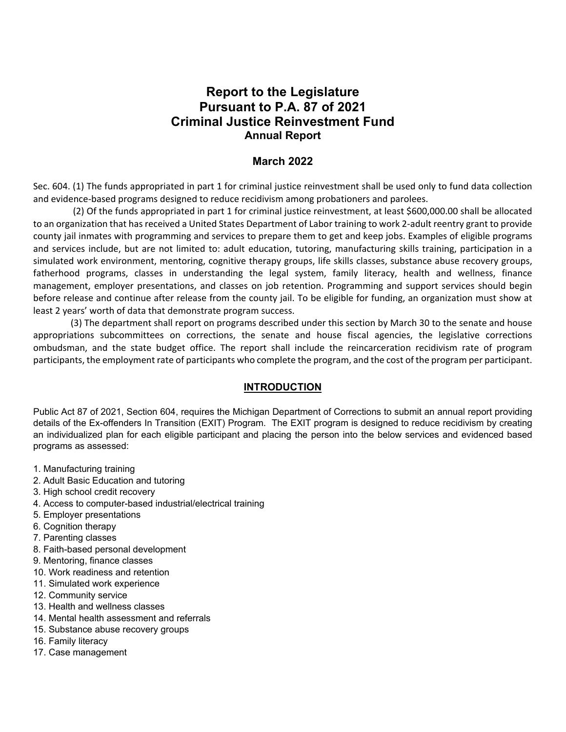# Report to the Legislature
# Pursuant to P.A. 87 of 2021
# Criminal Justice Reinvestment Fund
## Annual Report

## March 2022

Sec. 604. (1) The funds appropriated in part 1 for criminal justice reinvestment shall be used only to fund data collection and evidence-based programs designed to reduce recidivism among probationers and parolees.

(2) Of the funds appropriated in part 1 for criminal justice reinvestment, at least $600,000.00 shall be allocated to an organization that has received a United States Department of Labor training to work 2-adult reentry grant to provide county jail inmates with programming and services to prepare them to get and keep jobs. Examples of eligible programs and services include, but are not limited to: adult education, tutoring, manufacturing skills training, participation in a simulated work environment, mentoring, cognitive therapy groups, life skills classes, substance abuse recovery groups, fatherhood programs, classes in understanding the legal system, family literacy, health and wellness, finance management, employer presentations, and classes on job retention. Programming and support services should begin before release and continue after release from the county jail. To be eligible for funding, an organization must show at least 2 years' worth of data that demonstrate program success.

(3) The department shall report on programs described under this section by March 30 to the senate and house appropriations subcommittees on corrections, the senate and house fiscal agencies, the legislative corrections ombudsman, and the state budget office. The report shall include the reincarceration recidivism rate of program participants, the employment rate of participants who complete the program, and the cost of the program per participant.

## INTRODUCTION

Public Act 87 of 2021, Section 604, requires the Michigan Department of Corrections to submit an annual report providing details of the Ex-offenders In Transition (EXIT) Program. The EXIT program is designed to reduce recidivism by creating an individualized plan for each eligible participant and placing the person into the below services and evidenced based programs as assessed:

1. Manufacturing training
2. Adult Basic Education and tutoring
3. High school credit recovery
4. Access to computer-based industrial/electrical training
5. Employer presentations
6. Cognition therapy
7. Parenting classes
8. Faith-based personal development
9. Mentoring, finance classes
10. Work readiness and retention
11. Simulated work experience
12. Community service
13. Health and wellness classes
14. Mental health assessment and referrals
15. Substance abuse recovery groups
16. Family literacy
17. Case management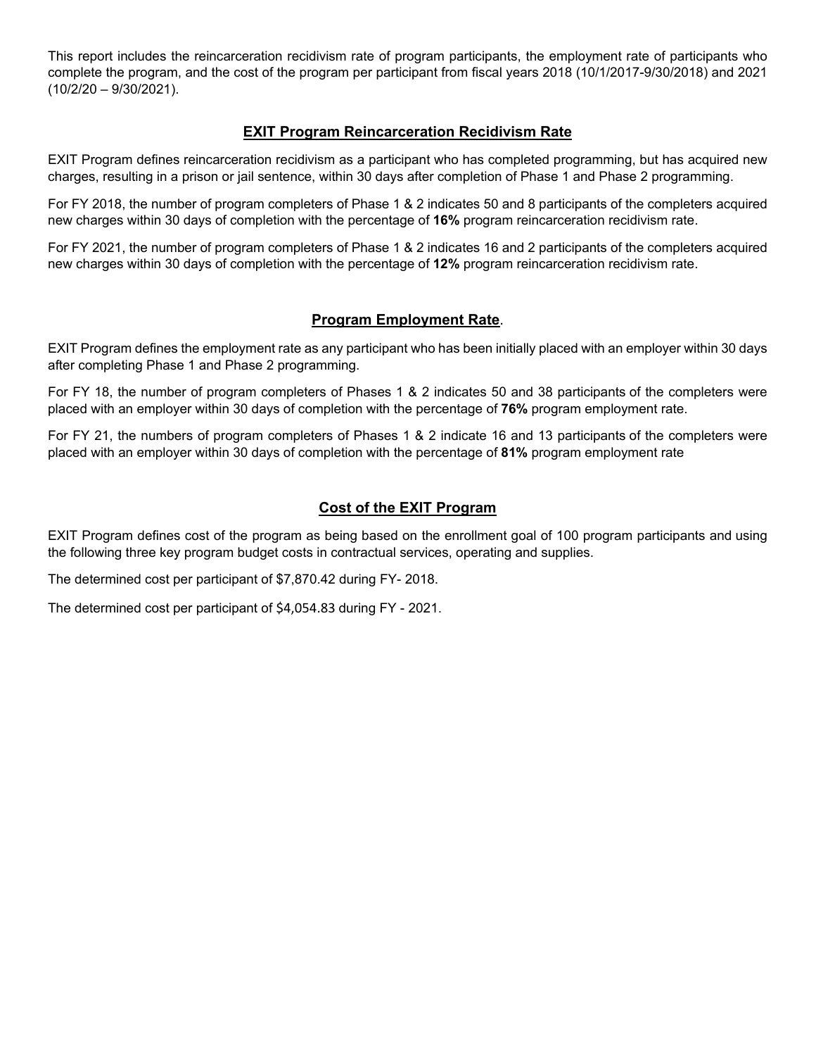This report includes the reincarceration recidivism rate of program participants, the employment rate of participants who complete the program, and the cost of the program per participant from fiscal years 2018 (10/1/2017-9/30/2018) and 2021 (10/2/20 – 9/30/2021).

## EXIT Program Reincarceration Recidivism Rate

EXIT Program defines reincarceration recidivism as a participant who has completed programming, but has acquired new charges, resulting in a prison or jail sentence, within 30 days after completion of Phase 1 and Phase 2 programming.

For FY 2018, the number of program completers of Phase 1 & 2 indicates 50 and 8 participants of the completers acquired new charges within 30 days of completion with the percentage of **16%** program reincarceration recidivism rate.

For FY 2021, the number of program completers of Phase 1 & 2 indicates 16 and 2 participants of the completers acquired new charges within 30 days of completion with the percentage of **12%** program reincarceration recidivism rate.

## Program Employment Rate.

EXIT Program defines the employment rate as any participant who has been initially placed with an employer within 30 days after completing Phase 1 and Phase 2 programming.

For FY 18, the number of program completers of Phases 1 & 2 indicates 50 and 38 participants of the completers were placed with an employer within 30 days of completion with the percentage of **76%** program employment rate.

For FY 21, the numbers of program completers of Phases 1 & 2 indicate 16 and 13 participants of the completers were placed with an employer within 30 days of completion with the percentage of **81%** program employment rate

## Cost of the EXIT Program

EXIT Program defines cost of the program as being based on the enrollment goal of 100 program participants and using the following three key program budget costs in contractual services, operating and supplies.

The determined cost per participant of $7,870.42 during FY- 2018.

The determined cost per participant of $4,054.83 during FY - 2021.